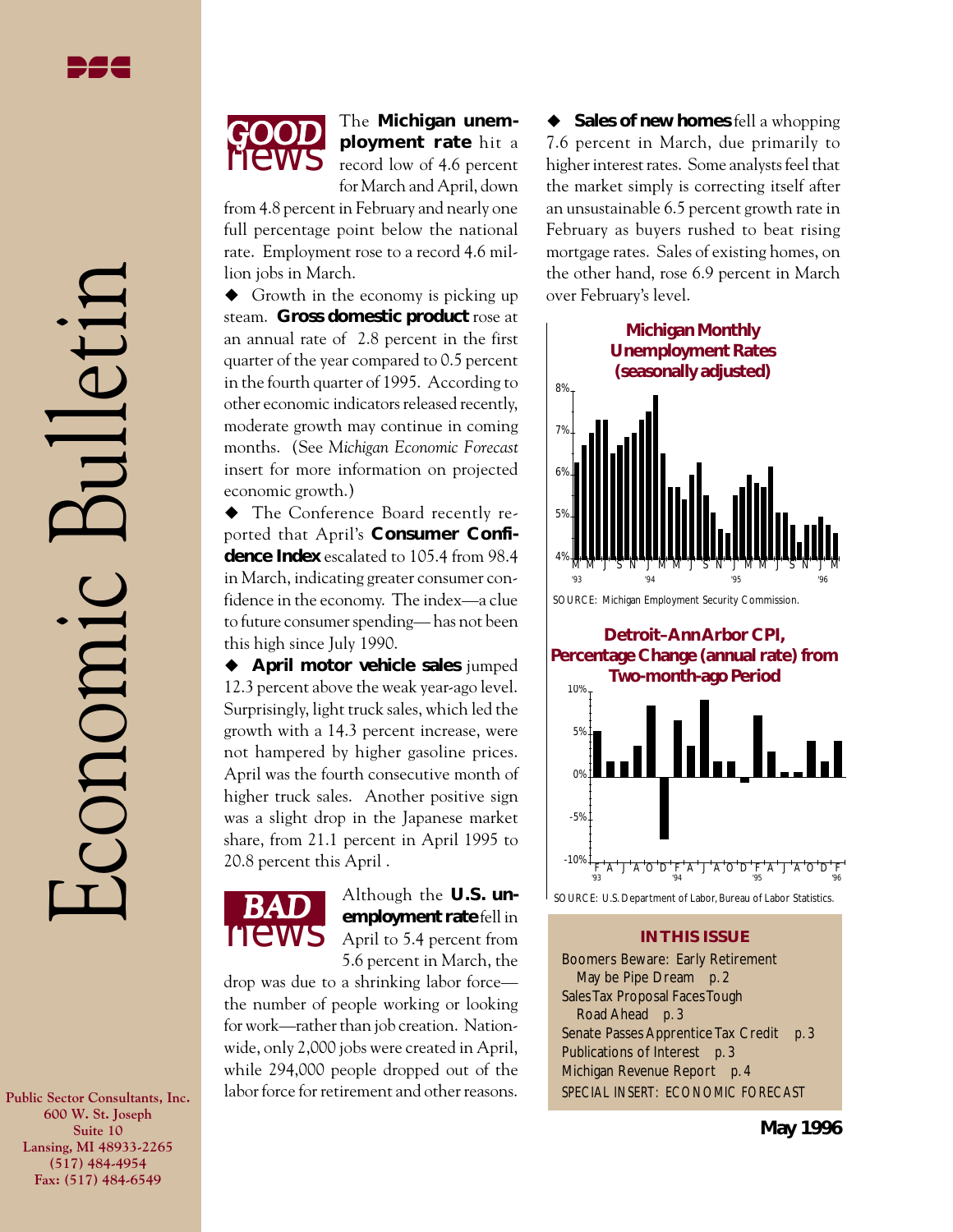# Economic Bulletin

**May 1996**

## GOOD news

The **Michigan unemployment rate** hit a record low of 4.6 percent for March and April, down from 4.8 percent in February and nearly one full percentage point below the national rate. Employment rose to a record 4.6 million jobs in March.

◆ Growth in the economy is picking up steam. **Gross domestic product** rose at an annual rate of 2.8 percent in the first quarter of the year compared to 0.5 percent in the fourth quarter of 1995. According to other economic indicators released recently, moderate growth may continue in coming months. (See *Michigan Economic Forecast* insert for more information on projected economic growth.)

◆ The Conference Board recently reported that April's **Consumer Confidence Index** escalated to 105.4 from 98.4 in March, indicating greater consumer confidence in the economy. The index—a clue to future consumer spending—has not been this high since July 1990.

◆ **April motor vehicle sales** jumped 12.3 percent above the weak year-ago level. Surprisingly, light truck sales, which led the growth with a 14.3 percent increase, were not hampered by higher gasoline prices. April was the fourth consecutive month of higher truck sales. Another positive sign was a slight drop in the Japanese market share, from 21.1 percent in April 1995 to 20.8 percent this April .

## BAD news

Although the **U.S. unemployment rate** fell in April to 5.4 percent from 5.6 percent in March, the drop was due to a shrinking labor force—the number of people working or looking for work—rather than job creation. Nationwide, only 2,000 jobs were created in April, while 294,000 people dropped out of the labor force for retirement and other reasons.

◆ **Sales of new homes** fell a whopping 7.6 percent in March, due primarily to higher interest rates. Some analysts feel that the market simply is correcting itself after an unsustainable 6.5 percent growth rate in February as buyers rushed to beat rising mortgage rates. Sales of existing homes, on the other hand, rose 6.9 percent in March over February's level.

**Michigan Monthly Unemployment Rates (seasonally adjusted)**

SOURCE: Michigan Employment Security Commission.

**Detroit–Ann Arbor CPI, Percentage Change (annual rate) from Two-month-ago Period**

SOURCE: U.S. Department of Labor, Bureau of Labor Statistics.

### IN THIS ISSUE

- Boomers Beware: Early Retirement May be Pipe Dream p. 2
- Sales Tax Proposal Faces Tough Road Ahead p. 3
- Senate Passes Apprentice Tax Credit p. 3
- Publications of Interest p. 3
- Michigan Revenue Report p. 4
- SPECIAL INSERT: ECONOMIC FORECAST

**Public Sector Consultants, Inc.**
**600 W. St. Joseph**
**Suite 10**
**Lansing, MI 48933-2265**
**(517) 484-4954**
**Fax: (517) 484-6549**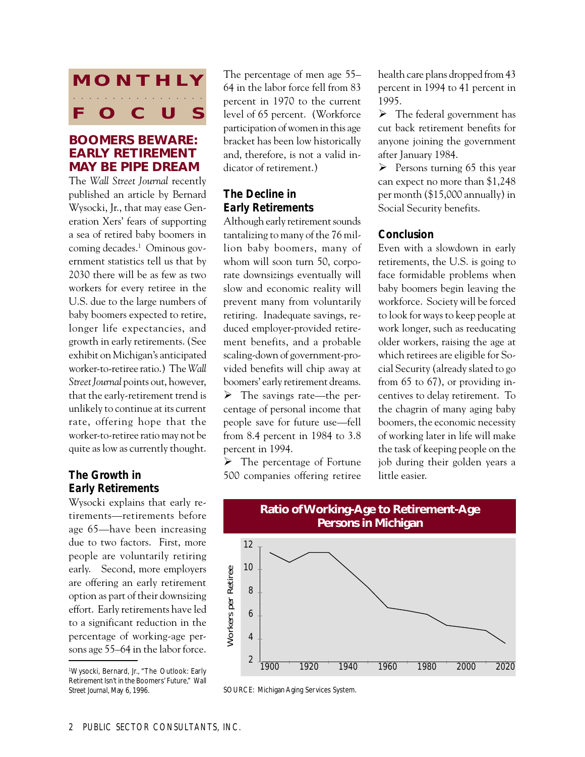# MONTHLY FOCUS

## BOOMERS BEWARE: EARLY RETIREMENT MAY BE PIPE DREAM

The *Wall Street Journal* recently published an article by Bernard Wysocki, Jr., that may ease Generation Xers' fears of supporting a sea of retired baby boomers in coming decades.[1] Ominous government statistics tell us that by 2030 there will be as few as two workers for every retiree in the U.S. due to the large numbers of baby boomers expected to retire, longer life expectancies, and growth in early retirements. (See exhibit on Michigan's anticipated worker-to-retiree ratio.) The *Wall Street Journal* points out, however, that the early-retirement trend is unlikely to continue at its current rate, offering hope that the worker-to-retiree ratio may not be quite as low as currently thought.

### The Growth in Early Retirements

Wysocki explains that early retirements—retirements before age 65—have been increasing due to two factors. First, more people are voluntarily retiring early. Second, more employers are offering an early retirement option as part of their downsizing effort. Early retirements have led to a significant reduction in the percentage of working-age persons age 55–64 in the labor force. The percentage of men age 55–64 in the labor force fell from 83 percent in 1970 to the current level of 65 percent. (Workforce participation of women in this age bracket has been low historically and, therefore, is not a valid indicator of retirement.)

### The Decline in Early Retirements

Although early retirement sounds tantalizing to many of the 76 million baby boomers, many of whom will soon turn 50, corporate downsizings eventually will slow and economic reality will prevent many from voluntarily retiring. Inadequate savings, reduced employer-provided retirement benefits, and a probable scaling-down of government-provided benefits will chip away at boomers' early retirement dreams.

- The savings rate—the percentage of personal income that people save for future use—fell from 8.4 percent in 1984 to 3.8 percent in 1994.
- The percentage of Fortune 500 companies offering retiree health care plans dropped from 43 percent in 1994 to 41 percent in 1995.
- The federal government has cut back retirement benefits for anyone joining the government after January 1984.
- Persons turning 65 this year can expect no more than $1,248 per month ($15,000 annually) in Social Security benefits.

### Conclusion

Even with a slowdown in early retirements, the U.S. is going to face formidable problems when baby boomers begin leaving the workforce. Society will be forced to look for ways to keep people at work longer, such as reeducating older workers, raising the age at which retirees are eligible for Social Security (already slated to go from 65 to 67), or providing incentives to delay retirement. To the chagrin of many aging baby boomers, the economic necessity of working later in life will make the task of keeping people on the job during their golden years a little easier.

**Ratio of Working-Age to Retirement-Age Persons in Michigan**

SOURCE: Michigan Aging Services System.

[1] Wysocki, Bernard, Jr., "The Outlook: Early Retirement Isn't in the Boomers' Future," *Wall Street Journal*, May 6, 1996.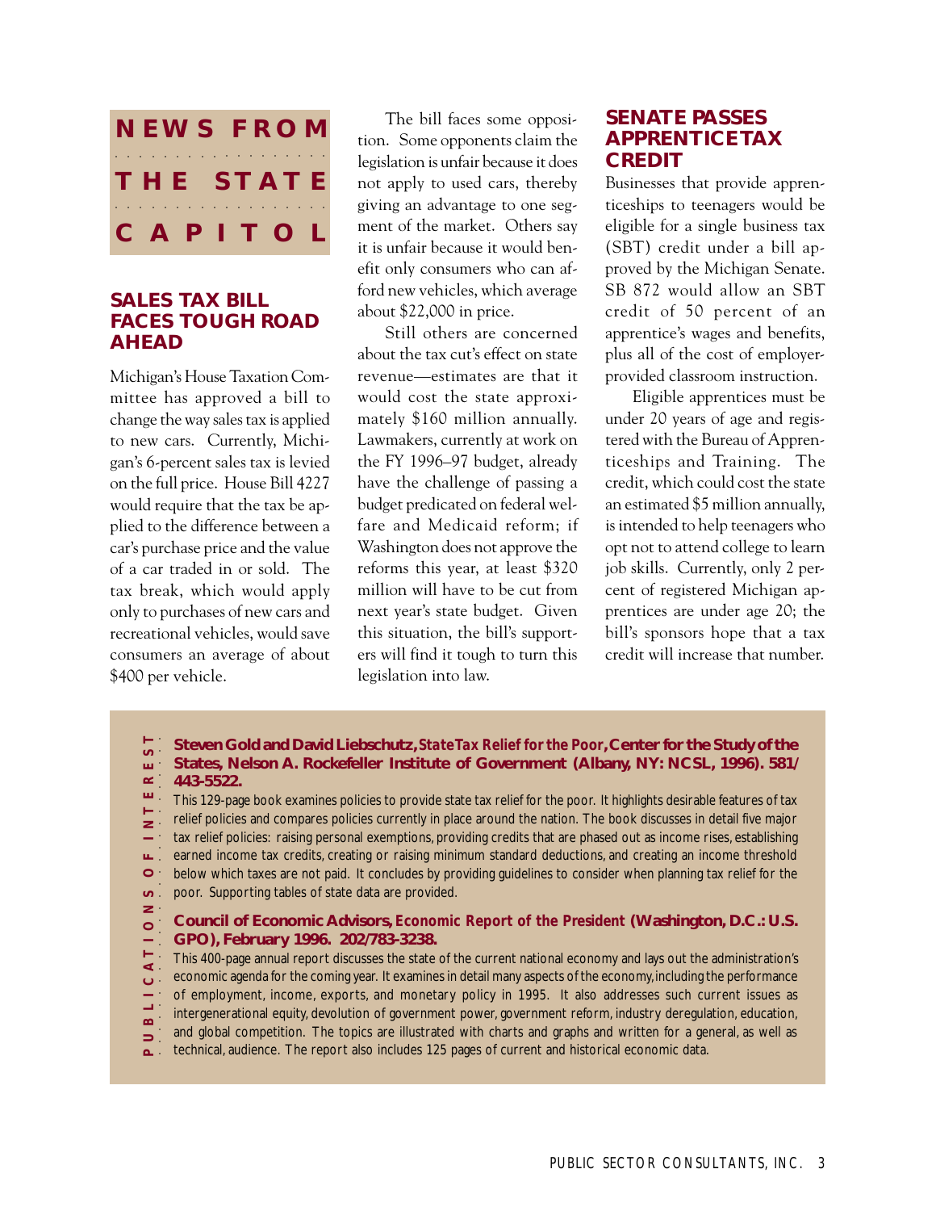# NEWS FROM THE STATE CAPITOL

## SALES TAX BILL FACES TOUGH ROAD AHEAD

Michigan's House Taxation Committee has approved a bill to change the way sales tax is applied to new cars. Currently, Michigan's 6-percent sales tax is levied on the full price. House Bill 4227 would require that the tax be applied to the difference between a car's purchase price and the value of a car traded in or sold. The tax break, which would apply only to purchases of new cars and recreational vehicles, would save consumers an average of about $400 per vehicle.

The bill faces some opposition. Some opponents claim the legislation is unfair because it does not apply to used cars, thereby giving an advantage to one segment of the market. Others say it is unfair because it would benefit only consumers who can afford new vehicles, which average about $22,000 in price.

Still others are concerned about the tax cut's effect on state revenue—estimates are that it would cost the state approximately $160 million annually. Lawmakers, currently at work on the FY 1996–97 budget, already have the challenge of passing a budget predicated on federal welfare and Medicaid reform; if Washington does not approve the reforms this year, at least $320 million will have to be cut from next year's state budget. Given this situation, the bill's supporters will find it tough to turn this legislation into law.

## SENATE PASSES APPRENTICE TAX CREDIT

Businesses that provide apprenticeships to teenagers would be eligible for a single business tax (SBT) credit under a bill approved by the Michigan Senate. SB 872 would allow an SBT credit of 50 percent of an apprentice's wages and benefits, plus all of the cost of employer-provided classroom instruction.

Eligible apprentices must be under 20 years of age and registered with the Bureau of Apprenticeships and Training. The credit, which could cost the state an estimated $5 million annually, is intended to help teenagers who opt not to attend college to learn job skills. Currently, only 2 percent of registered Michigan apprentices are under age 20; the bill's sponsors hope that a tax credit will increase that number.

## PUBLICATIONS OF INTEREST

**Steven Gold and David Liebschutz, *State Tax Relief for the Poor*, Center for the Study of the States, Nelson A. Rockefeller Institute of Government (Albany, NY: NCSL, 1996). 581/443-5522.**

This 129-page book examines policies to provide state tax relief for the poor. It highlights desirable features of tax relief policies and compares policies currently in place around the nation. The book discusses in detail five major tax relief policies: raising personal exemptions, providing credits that are phased out as income rises, establishing earned income tax credits, creating or raising minimum standard deductions, and creating an income threshold below which taxes are not paid. It concludes by providing guidelines to consider when planning tax relief for the poor. Supporting tables of state data are provided.

**Council of Economic Advisors, *Economic Report of the President* (Washington, D.C.: U.S. GPO), February 1996. 202/783-3238.**

This 400-page annual report discusses the state of the current national economy and lays out the administration's economic agenda for the coming year. It examines in detail many aspects of the economy, including the performance of employment, income, exports, and monetary policy in 1995. It also addresses such current issues as intergenerational equity, devolution of government power, government reform, industry deregulation, education, and global competition. The topics are illustrated with charts and graphs and written for a general, as well as technical, audience. The report also includes 125 pages of current and historical economic data.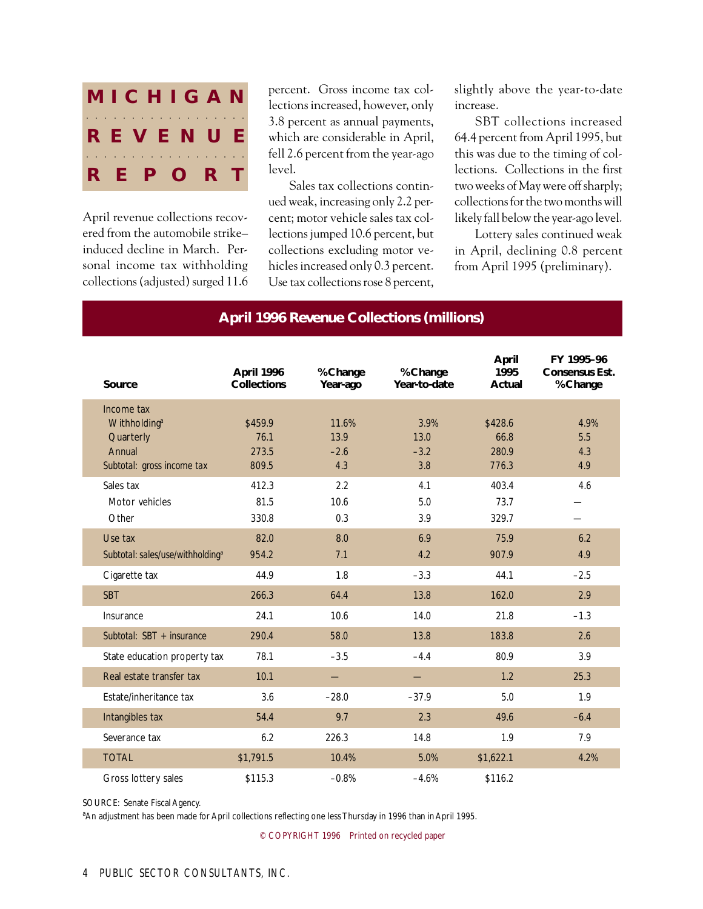# MICHIGAN REVENUE REPORT

April revenue collections recovered from the automobile strike–induced decline in March. Personal income tax withholding collections (adjusted) surged 11.6 percent. Gross income tax collections increased, however, only 3.8 percent as annual payments, which are considerable in April, fell 2.6 percent from the year-ago level.

Sales tax collections continued weak, increasing only 2.2 percent; motor vehicle sales tax collections jumped 10.6 percent, but collections excluding motor vehicles increased only 0.3 percent. Use tax collections rose 8 percent, slightly above the year-to-date increase.

SBT collections increased 64.4 percent from April 1995, but this was due to the timing of collections. Collections in the first two weeks of May were off sharply; collections for the two months will likely fall below the year-ago level.

Lottery sales continued weak in April, declining 0.8 percent from April 1995 (preliminary).

## April 1996 Revenue Collections (millions)

| Source | April 1996 Collections | %Change Year-ago | %Change Year-to-date | April 1995 Actual | FY 1995–96 Consensus Est. %Change |
|---|---|---|---|---|---|
| Income tax | | | | | |
| Withholding[a] | $459.9 | 11.6% | 3.9% | $428.6 | 4.9% |
| Quarterly | 76.1 | 13.9 | 13.0 | 66.8 | 5.5 |
| Annual | 273.5 | −2.6 | −3.2 | 280.9 | 4.3 |
| Subtotal: gross income tax | 809.5 | 4.3 | 3.8 | 776.3 | 4.9 |
| Sales tax | 412.3 | 2.2 | 4.1 | 403.4 | 4.6 |
| Motor vehicles | 81.5 | 10.6 | 5.0 | 73.7 | — |
| Other | 330.8 | 0.3 | 3.9 | 329.7 | — |
| Use tax | 82.0 | 8.0 | 6.9 | 75.9 | 6.2 |
| Subtotal: sales/use/withholding[a] | 954.2 | 7.1 | 4.2 | 907.9 | 4.9 |
| Cigarette tax | 44.9 | 1.8 | −3.3 | 44.1 | −2.5 |
| SBT | 266.3 | 64.4 | 13.8 | 162.0 | 2.9 |
| Insurance | 24.1 | 10.6 | 14.0 | 21.8 | −1.3 |
| Subtotal: SBT + insurance | 290.4 | 58.0 | 13.8 | 183.8 | 2.6 |
| State education property tax | 78.1 | −3.5 | −4.4 | 80.9 | 3.9 |
| Real estate transfer tax | 10.1 | — | — | 1.2 | 25.3 |
| Estate/inheritance tax | 3.6 | −28.0 | −37.9 | 5.0 | 1.9 |
| Intangibles tax | 54.4 | 9.7 | 2.3 | 49.6 | −6.4 |
| Severance tax | 6.2 | 226.3 | 14.8 | 1.9 | 7.9 |
| TOTAL | $1,791.5 | 10.4% | 5.0% | $1,622.1 | 4.2% |
| Gross lottery sales | $115.3 | −0.8% | −4.6% | $116.2 | |

SOURCE: Senate Fiscal Agency.

[a]An adjustment has been made for April collections reflecting one less Thursday in 1996 than in April 1995.

© COPYRIGHT 1996 Printed on recycled paper